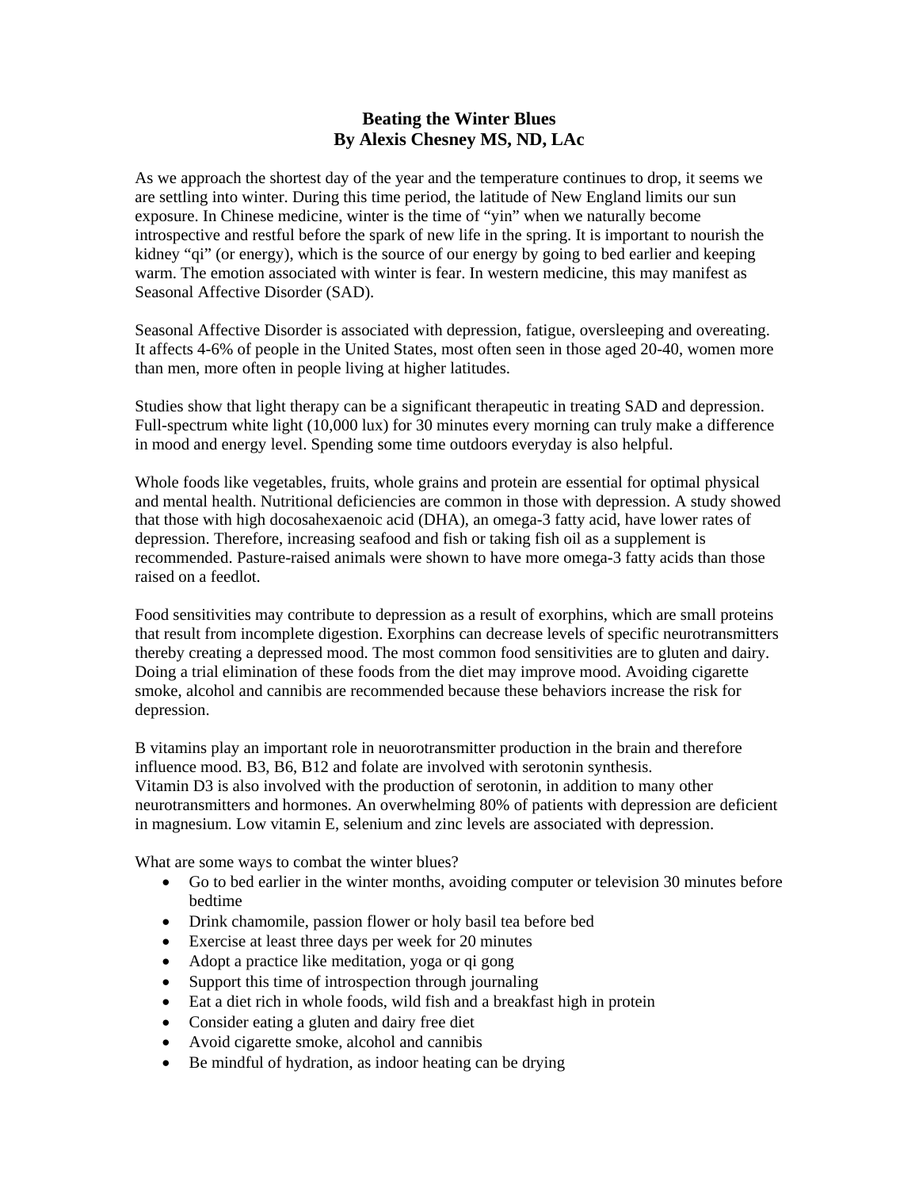# Beating the Winter Blues
## By Alexis Chesney MS, ND, LAc

As we approach the shortest day of the year and the temperature continues to drop, it seems we are settling into winter. During this time period, the latitude of New England limits our sun exposure. In Chinese medicine, winter is the time of "yin" when we naturally become introspective and restful before the spark of new life in the spring. It is important to nourish the kidney "qi" (or energy), which is the source of our energy by going to bed earlier and keeping warm. The emotion associated with winter is fear. In western medicine, this may manifest as Seasonal Affective Disorder (SAD).

Seasonal Affective Disorder is associated with depression, fatigue, oversleeping and overeating. It affects 4-6% of people in the United States, most often seen in those aged 20-40, women more than men, more often in people living at higher latitudes.

Studies show that light therapy can be a significant therapeutic in treating SAD and depression. Full-spectrum white light (10,000 lux) for 30 minutes every morning can truly make a difference in mood and energy level. Spending some time outdoors everyday is also helpful.

Whole foods like vegetables, fruits, whole grains and protein are essential for optimal physical and mental health. Nutritional deficiencies are common in those with depression. A study showed that those with high docosahexaenoic acid (DHA), an omega-3 fatty acid, have lower rates of depression. Therefore, increasing seafood and fish or taking fish oil as a supplement is recommended. Pasture-raised animals were shown to have more omega-3 fatty acids than those raised on a feedlot.

Food sensitivities may contribute to depression as a result of exorphins, which are small proteins that result from incomplete digestion. Exorphins can decrease levels of specific neurotransmitters thereby creating a depressed mood. The most common food sensitivities are to gluten and dairy. Doing a trial elimination of these foods from the diet may improve mood. Avoiding cigarette smoke, alcohol and cannibis are recommended because these behaviors increase the risk for depression.

B vitamins play an important role in neuorotransmitter production in the brain and therefore influence mood. B3, B6, B12 and folate are involved with serotonin synthesis.
Vitamin D3 is also involved with the production of serotonin, in addition to many other neurotransmitters and hormones. An overwhelming 80% of patients with depression are deficient in magnesium. Low vitamin E, selenium and zinc levels are associated with depression.

What are some ways to combat the winter blues?

- Go to bed earlier in the winter months, avoiding computer or television 30 minutes before bedtime
- Drink chamomile, passion flower or holy basil tea before bed
- Exercise at least three days per week for 20 minutes
- Adopt a practice like meditation, yoga or qi gong
- Support this time of introspection through journaling
- Eat a diet rich in whole foods, wild fish and a breakfast high in protein
- Consider eating a gluten and dairy free diet
- Avoid cigarette smoke, alcohol and cannibis
- Be mindful of hydration, as indoor heating can be drying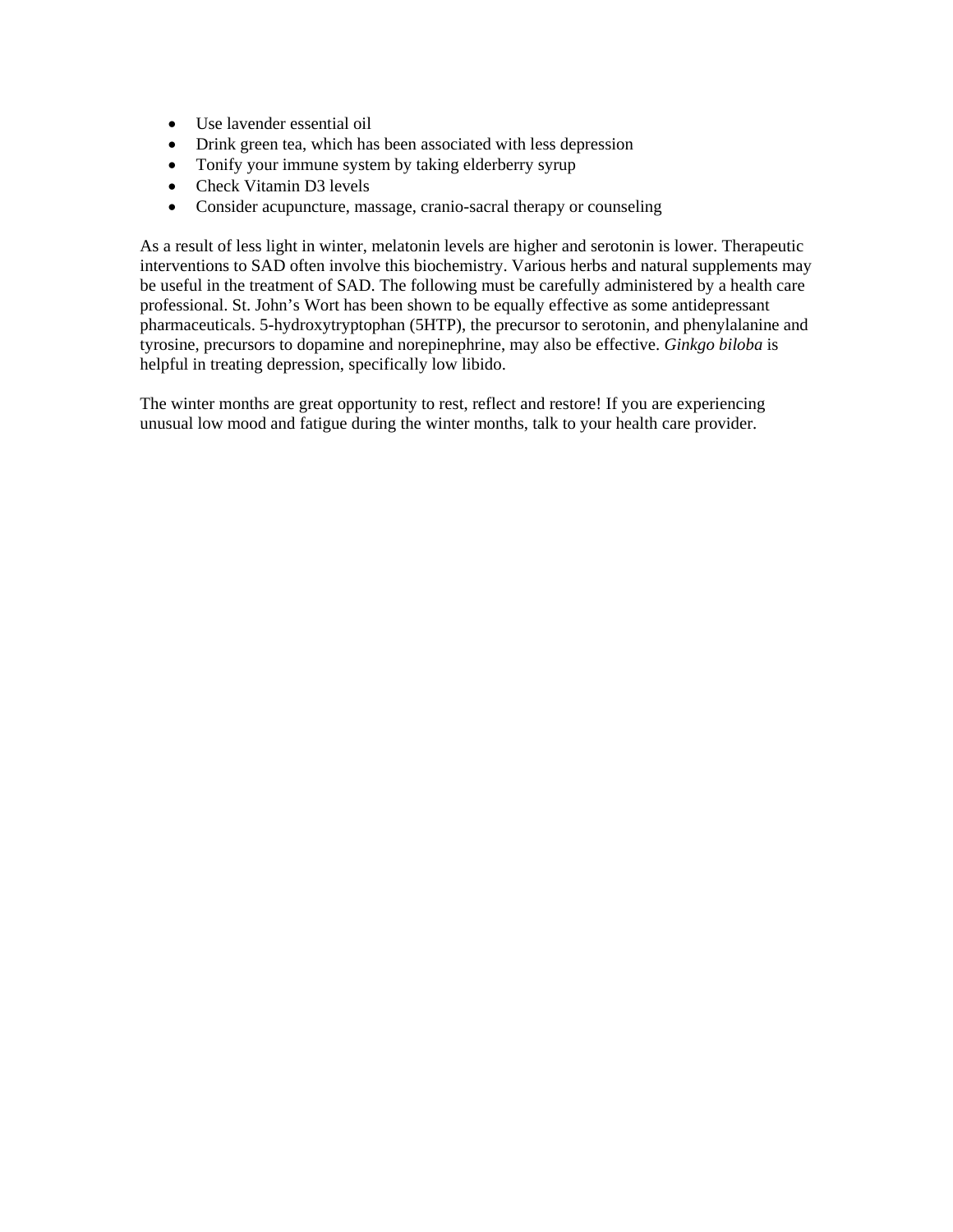- Use lavender essential oil
- Drink green tea, which has been associated with less depression
- Tonify your immune system by taking elderberry syrup
- Check Vitamin D3 levels
- Consider acupuncture, massage, cranio-sacral therapy or counseling

As a result of less light in winter, melatonin levels are higher and serotonin is lower. Therapeutic interventions to SAD often involve this biochemistry. Various herbs and natural supplements may be useful in the treatment of SAD. The following must be carefully administered by a health care professional. St. John's Wort has been shown to be equally effective as some antidepressant pharmaceuticals. 5-hydroxytryptophan (5HTP), the precursor to serotonin, and phenylalanine and tyrosine, precursors to dopamine and norepinephrine, may also be effective. *Ginkgo biloba* is helpful in treating depression, specifically low libido.

The winter months are great opportunity to rest, reflect and restore! If you are experiencing unusual low mood and fatigue during the winter months, talk to your health care provider.